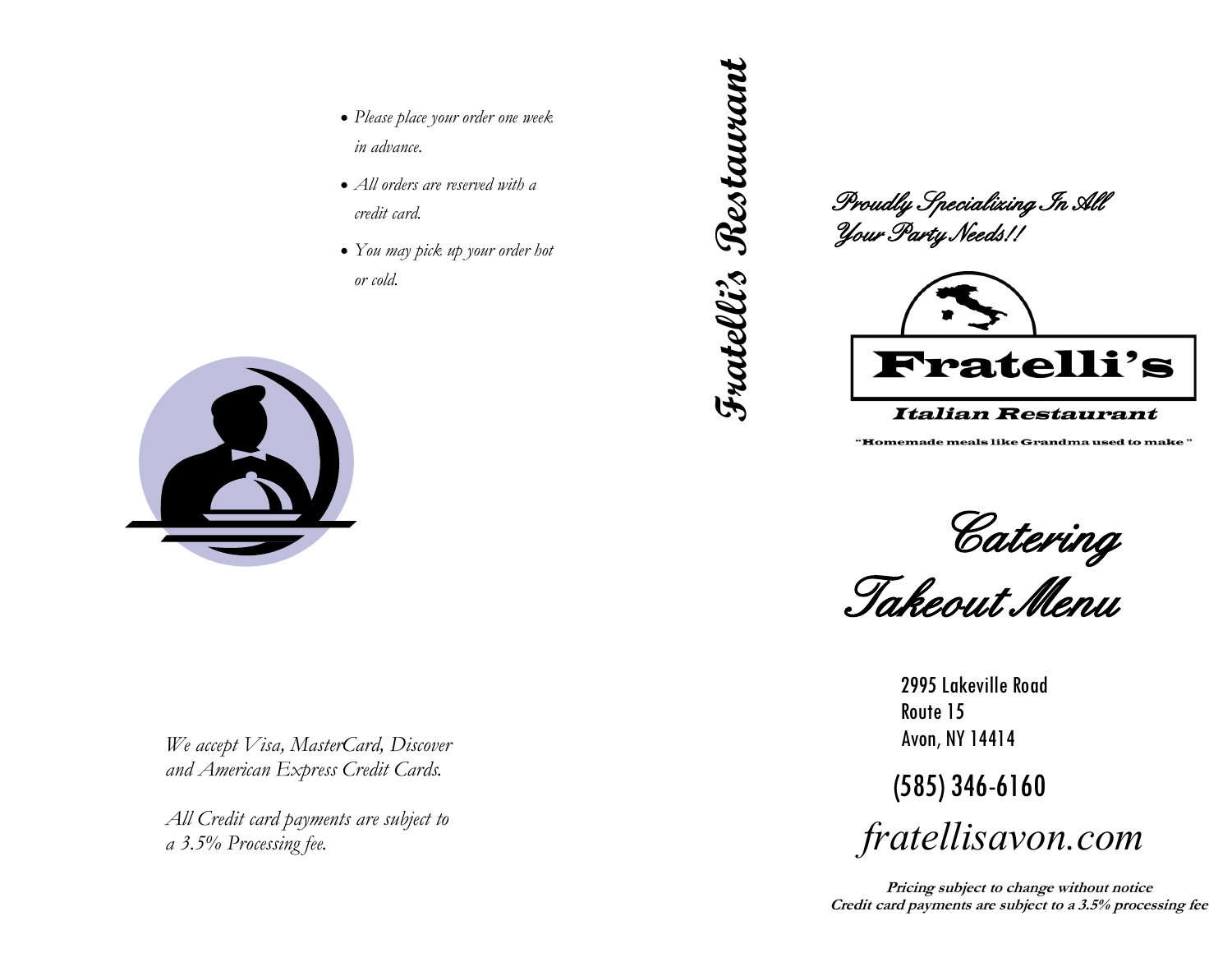- *Please place your order one week in advance.*
- *All orders are reserved with a credit card.*
- *You may pick up your order hot or cold.*

*We accept Visa, MasterCard, Discover and American Express Credit Cards.*

*All Credit card payments are subject to a 3.5% Processing fee.*

# *Fratelli's Restaurant*

*Proudly Specializing In All Your Party Needs!!*

# Fratelli's

## *Italian Restaurant*

**"Homemade meals like Grandma used to make"**

# *Catering Takeout Menu*

2995 Lakeville Road
Route 15
Avon, NY 14414

(585) 346-6160

*fratellisavon.com*

**Pricing subject to change without notice**
**Credit card payments are subject to a 3.5% processing fee**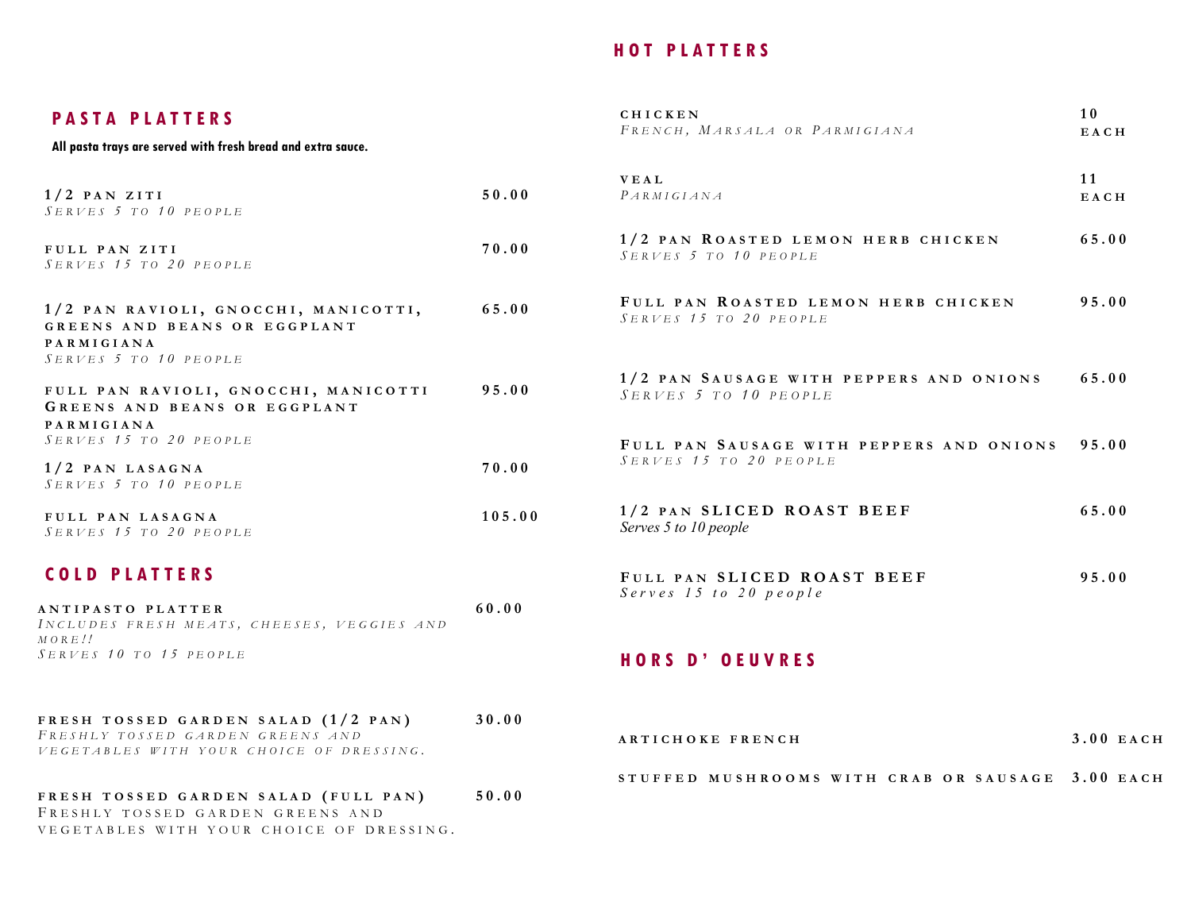## PASTA PLATTERS

**All pasta trays are served with fresh bread and extra sauce.**

**1/2 PAN ZITI** — 50.00
*Serves 5 to 10 people*

**FULL PAN ZITI** — 70.00
*Serves 15 to 20 people*

**1/2 PAN RAVIOLI, GNOCCHI, MANICOTTI, GREENS AND BEANS OR EGGPLANT PARMIGIANA** — 65.00
*Serves 5 to 10 people*

**FULL PAN RAVIOLI, GNOCCHI, MANICOTTI GREENS AND BEANS OR EGGPLANT PARMIGIANA** — 95.00
*Serves 15 to 20 people*

**1/2 PAN LASAGNA** — 70.00
*Serves 5 to 10 people*

**FULL PAN LASAGNA** — 105.00
*Serves 15 to 20 people*

## COLD PLATTERS

**ANTIPASTO PLATTER** — 60.00
*Includes fresh meats, cheeses, veggies and more!!*
*Serves 10 to 15 people*

**FRESH TOSSED GARDEN SALAD (1/2 PAN)** — 30.00
*Freshly tossed garden greens and vegetables with your choice of dressing.*

**FRESH TOSSED GARDEN SALAD (FULL PAN)** — 50.00
Freshly tossed garden greens and vegetables with your choice of dressing.

## HOT PLATTERS

**CHICKEN** — 10 EACH
*French, Marsala or Parmigiana*

**VEAL** — 11 EACH
*Parmigiana*

**1/2 PAN ROASTED LEMON HERB CHICKEN** — 65.00
*Serves 5 to 10 people*

**FULL PAN ROASTED LEMON HERB CHICKEN** — 95.00
*Serves 15 to 20 people*

**1/2 PAN SAUSAGE WITH PEPPERS AND ONIONS** — 65.00
*Serves 5 to 10 people*

**FULL PAN SAUSAGE WITH PEPPERS AND ONIONS** — 95.00
*Serves 15 to 20 people*

**1/2 PAN SLICED ROAST BEEF** — 65.00
*Serves 5 to 10 people*

**FULL PAN SLICED ROAST BEEF** — 95.00
*Serves 15 to 20 people*

## HORS D' OEUVRES

**ARTICHOKE FRENCH** — 3.00 EACH

**STUFFED MUSHROOMS WITH CRAB OR SAUSAGE** — 3.00 EACH